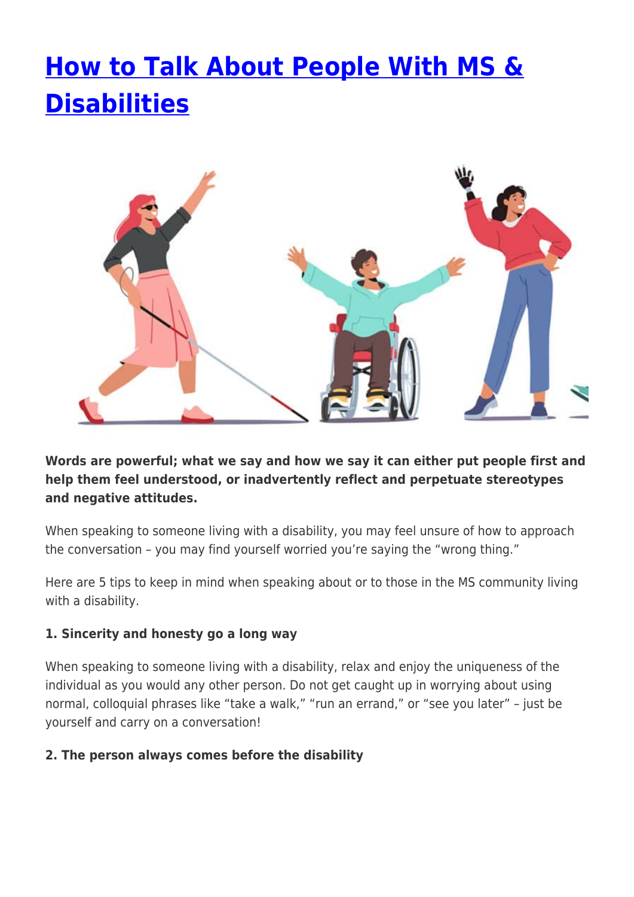# [How to Talk About People With MS & Disabilities]

**Words are powerful; what we say and how we say it can either put people first and help them feel understood, or inadvertently reflect and perpetuate stereotypes and negative attitudes.**

When speaking to someone living with a disability, you may feel unsure of how to approach the conversation – you may find yourself worried you're saying the "wrong thing."

Here are 5 tips to keep in mind when speaking about or to those in the MS community living with a disability.

**1. Sincerity and honesty go a long way**

When speaking to someone living with a disability, relax and enjoy the uniqueness of the individual as you would any other person. Do not get caught up in worrying about using normal, colloquial phrases like "take a walk," "run an errand," or "see you later" – just be yourself and carry on a conversation!

**2. The person always comes before the disability**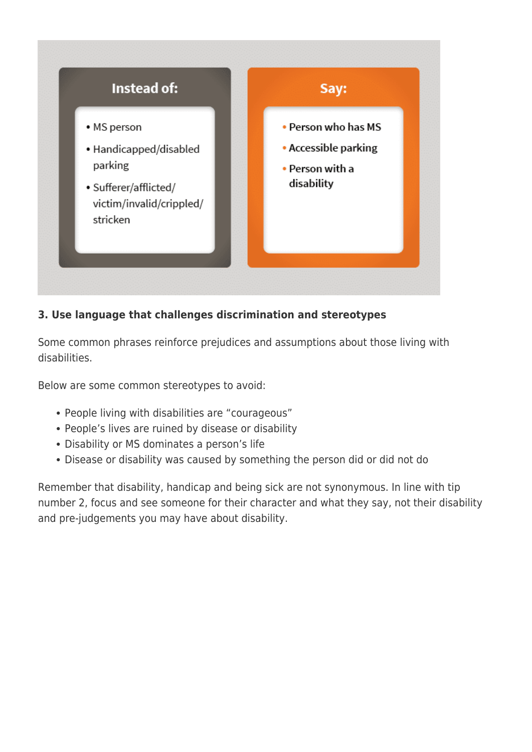| Instead of: | Say: |
| --- | --- |
| MS person | Person who has MS |
| Handicapped/disabled parking | Accessible parking |
| Sufferer/afflicted/victim/invalid/crippled/stricken | Person with a disability |

**3. Use language that challenges discrimination and stereotypes**

Some common phrases reinforce prejudices and assumptions about those living with disabilities.

Below are some common stereotypes to avoid:

- People living with disabilities are "courageous"
- People's lives are ruined by disease or disability
- Disability or MS dominates a person's life
- Disease or disability was caused by something the person did or did not do

Remember that disability, handicap and being sick are not synonymous. In line with tip number 2, focus and see someone for their character and what they say, not their disability and pre-judgements you may have about disability.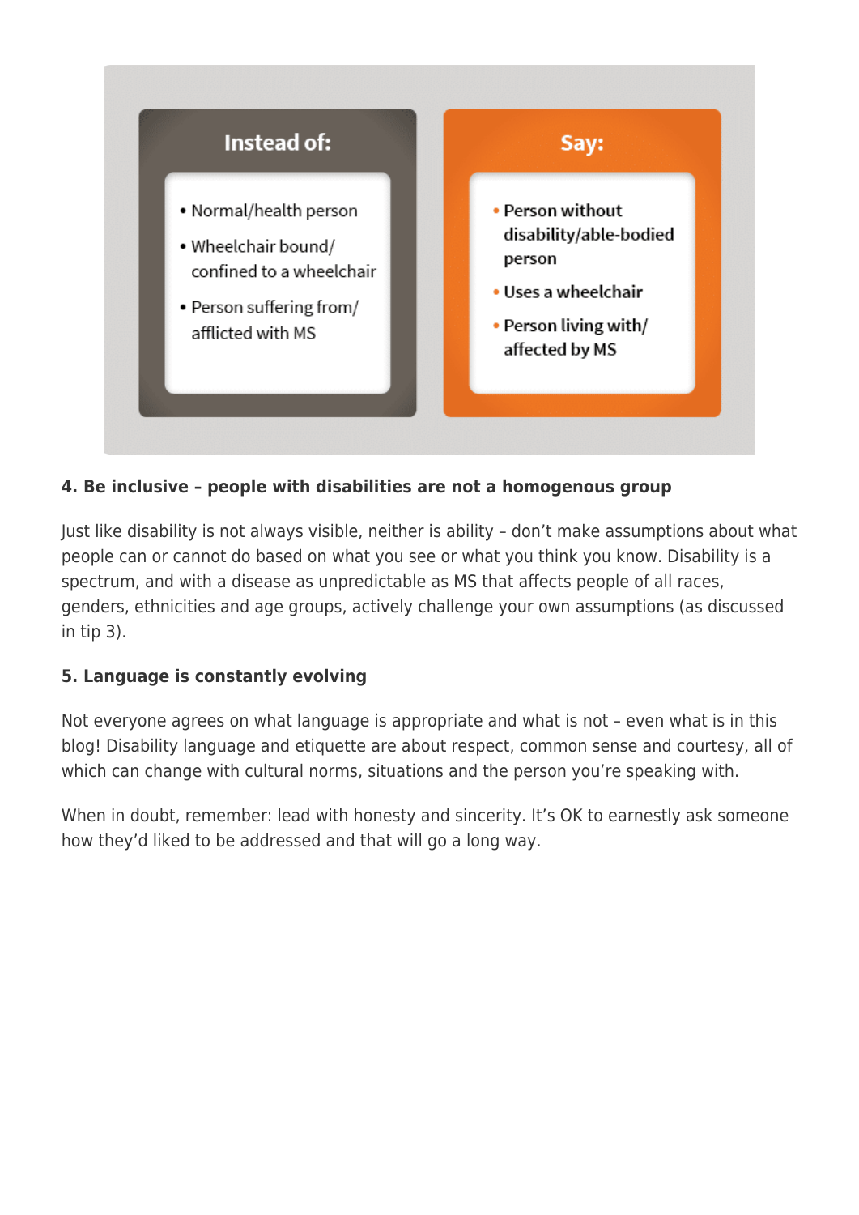| Instead of: | Say: |
|---|---|
| Normal/health person | Person without disability/able-bodied person |
| Wheelchair bound/ confined to a wheelchair | Uses a wheelchair |
| Person suffering from/ afflicted with MS | Person living with/ affected by MS |

**4. Be inclusive – people with disabilities are not a homogenous group**

Just like disability is not always visible, neither is ability – don't make assumptions about what people can or cannot do based on what you see or what you think you know. Disability is a spectrum, and with a disease as unpredictable as MS that affects people of all races, genders, ethnicities and age groups, actively challenge your own assumptions (as discussed in tip 3).

**5. Language is constantly evolving**

Not everyone agrees on what language is appropriate and what is not – even what is in this blog! Disability language and etiquette are about respect, common sense and courtesy, all of which can change with cultural norms, situations and the person you're speaking with.

When in doubt, remember: lead with honesty and sincerity. It's OK to earnestly ask someone how they'd liked to be addressed and that will go a long way.